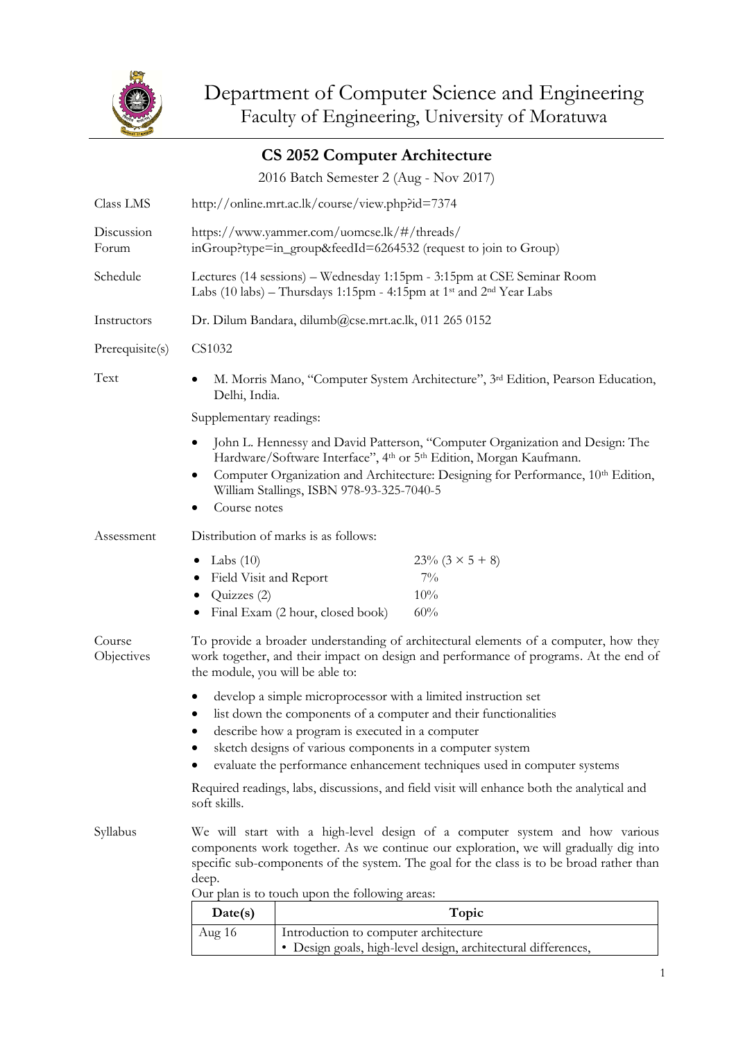# Department of Computer Science and Engineering

Faculty of Engineering, University of Moratuwa

## CS 2052 Computer Architecture

2016 Batch Semester 2 (Aug - Nov 2017)

**Class LMS**
http://online.mrt.ac.lk/course/view.php?id=7374

**Discussion Forum**
https://www.yammer.com/uomcse.lk/#/threads/inGroup?type=in_group&feedId=6264532 (request to join to Group)

**Schedule**
Lectures (14 sessions) – Wednesday 1:15pm - 3:15pm at CSE Seminar Room
Labs (10 labs) – Thursdays 1:15pm - 4:15pm at 1st and 2nd Year Labs

**Instructors**
Dr. Dilum Bandara, dilumb@cse.mrt.ac.lk, 011 265 0152

**Prerequisite(s)**
CS1032

**Text**

- M. Morris Mano, "Computer System Architecture", 3rd Edition, Pearson Education, Delhi, India.

Supplementary readings:

- John L. Hennessy and David Patterson, "Computer Organization and Design: The Hardware/Software Interface", 4th or 5th Edition, Morgan Kaufmann.
- Computer Organization and Architecture: Designing for Performance, 10th Edition, William Stallings, ISBN 978-93-325-7040-5
- Course notes

**Assessment**

Distribution of marks is as follows:

- Labs (10) 23% (3 × 5 + 8)
- Field Visit and Report 7%
- Quizzes (2) 10%
- Final Exam (2 hour, closed book) 60%

**Course Objectives**

To provide a broader understanding of architectural elements of a computer, how they work together, and their impact on design and performance of programs. At the end of the module, you will be able to:

- develop a simple microprocessor with a limited instruction set
- list down the components of a computer and their functionalities
- describe how a program is executed in a computer
- sketch designs of various components in a computer system
- evaluate the performance enhancement techniques used in computer systems

Required readings, labs, discussions, and field visit will enhance both the analytical and soft skills.

**Syllabus**

We will start with a high-level design of a computer system and how various components work together. As we continue our exploration, we will gradually dig into specific sub-components of the system. The goal for the class is to be broad rather than deep.
Our plan is to touch upon the following areas:

| Date(s) | Topic |
|---|---|
| Aug 16 | Introduction to computer architecture<br>• Design goals, high-level design, architectural differences, |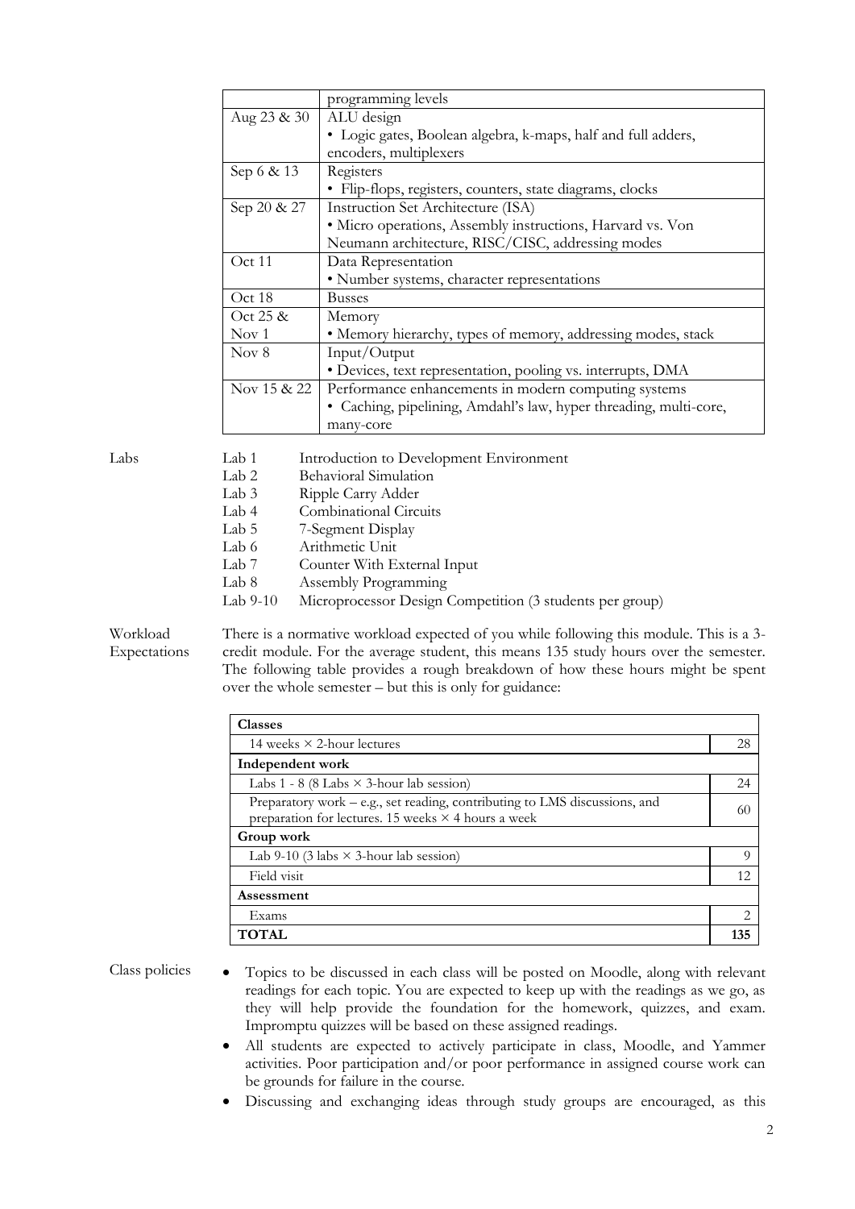| | |
|---|---|
| | programming levels |
| Aug 23 & 30 | ALU design<br>• Logic gates, Boolean algebra, k-maps, half and full adders, encoders, multiplexers |
| Sep 6 & 13 | Registers<br>• Flip-flops, registers, counters, state diagrams, clocks |
| Sep 20 & 27 | Instruction Set Architecture (ISA)<br>• Micro operations, Assembly instructions, Harvard vs. Von Neumann architecture, RISC/CISC, addressing modes |
| Oct 11 | Data Representation<br>• Number systems, character representations |
| Oct 18 | Busses |
| Oct 25 & Nov 1 | Memory<br>• Memory hierarchy, types of memory, addressing modes, stack |
| Nov 8 | Input/Output<br>• Devices, text representation, pooling vs. interrupts, DMA |
| Nov 15 & 22 | Performance enhancements in modern computing systems<br>• Caching, pipelining, Amdahl's law, hyper threading, multi-core, many-core |

**Labs**

| | |
|---|---|
| Lab 1 | Introduction to Development Environment |
| Lab 2 | Behavioral Simulation |
| Lab 3 | Ripple Carry Adder |
| Lab 4 | Combinational Circuits |
| Lab 5 | 7-Segment Display |
| Lab 6 | Arithmetic Unit |
| Lab 7 | Counter With External Input |
| Lab 8 | Assembly Programming |
| Lab 9-10 | Microprocessor Design Competition (3 students per group) |

**Workload Expectations**

There is a normative workload expected of you while following this module. This is a 3-credit module. For the average student, this means 135 study hours over the semester. The following table provides a rough breakdown of how these hours might be spent over the whole semester – but this is only for guidance:

| **Classes** | |
|---|---|
| 14 weeks × 2-hour lectures | 28 |
| **Independent work** | |
| Labs 1 - 8 (8 Labs × 3-hour lab session) | 24 |
| Preparatory work – e.g., set reading, contributing to LMS discussions, and preparation for lectures. 15 weeks × 4 hours a week | 60 |
| **Group work** | |
| Lab 9-10 (3 labs × 3-hour lab session) | 9 |
| Field visit | 12 |
| **Assessment** | |
| Exams | 2 |
| **TOTAL** | **135** |

**Class policies**

- Topics to be discussed in each class will be posted on Moodle, along with relevant readings for each topic. You are expected to keep up with the readings as we go, as they will help provide the foundation for the homework, quizzes, and exam. Impromptu quizzes will be based on these assigned readings.
- All students are expected to actively participate in class, Moodle, and Yammer activities. Poor participation and/or poor performance in assigned course work can be grounds for failure in the course.
- Discussing and exchanging ideas through study groups are encouraged, as this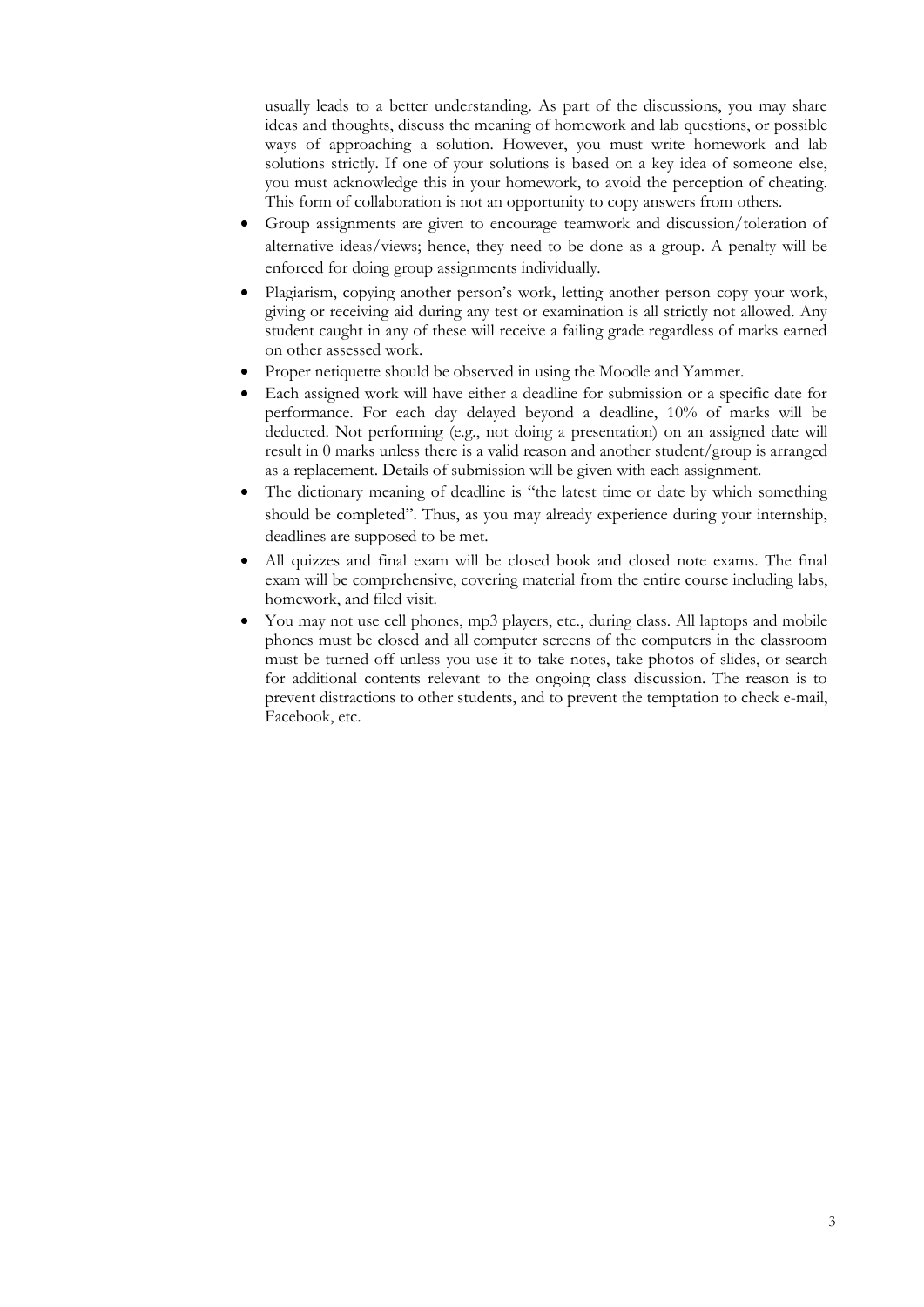usually leads to a better understanding. As part of the discussions, you may share ideas and thoughts, discuss the meaning of homework and lab questions, or possible ways of approaching a solution. However, you must write homework and lab solutions strictly. If one of your solutions is based on a key idea of someone else, you must acknowledge this in your homework, to avoid the perception of cheating. This form of collaboration is not an opportunity to copy answers from others.

- Group assignments are given to encourage teamwork and discussion/toleration of alternative ideas/views; hence, they need to be done as a group. A penalty will be enforced for doing group assignments individually.
- Plagiarism, copying another person's work, letting another person copy your work, giving or receiving aid during any test or examination is all strictly not allowed. Any student caught in any of these will receive a failing grade regardless of marks earned on other assessed work.
- Proper netiquette should be observed in using the Moodle and Yammer.
- Each assigned work will have either a deadline for submission or a specific date for performance. For each day delayed beyond a deadline, 10% of marks will be deducted. Not performing (e.g., not doing a presentation) on an assigned date will result in 0 marks unless there is a valid reason and another student/group is arranged as a replacement. Details of submission will be given with each assignment.
- The dictionary meaning of deadline is "the latest time or date by which something should be completed". Thus, as you may already experience during your internship, deadlines are supposed to be met.
- All quizzes and final exam will be closed book and closed note exams. The final exam will be comprehensive, covering material from the entire course including labs, homework, and filed visit.
- You may not use cell phones, mp3 players, etc., during class. All laptops and mobile phones must be closed and all computer screens of the computers in the classroom must be turned off unless you use it to take notes, take photos of slides, or search for additional contents relevant to the ongoing class discussion. The reason is to prevent distractions to other students, and to prevent the temptation to check e-mail, Facebook, etc.